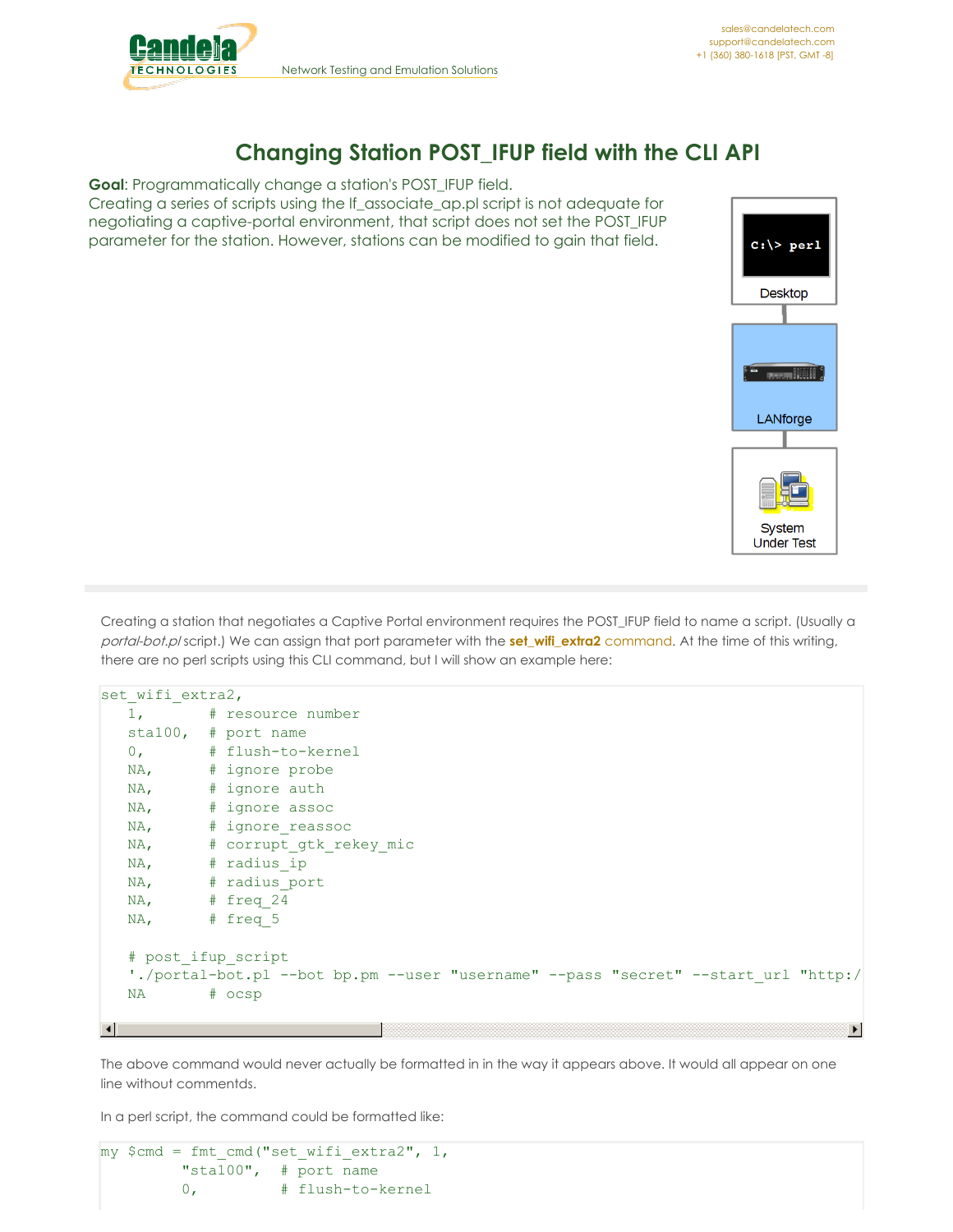# Changing Station POST_IFUP field with the CLI API

**Goal**: Programmatically change a station's POST_IFUP field.
Creating a series of scripts using the lf_associate_ap.pl script is not adequate for negotiating a captive-portal environment, that script does not set the POST_IFUP parameter for the station. However, stations can be modified to gain that field.

Creating a station that negotiates a Captive Portal environment requires the POST_IFUP field to name a script. (Usually a *portal-bot.pl* script.) We can assign that port parameter with the **set_wifi_extra2** command. At the time of this writing, there are no perl scripts using this CLI command, but I will show an example here:

```
set_wifi_extra2,
   1,       # resource number
   sta100,  # port name
   0,       # flush-to-kernel
   NA,      # ignore probe
   NA,      # ignore auth
   NA,      # ignore assoc
   NA,      # ignore_reassoc
   NA,      # corrupt_gtk_rekey_mic
   NA,      # radius_ip
   NA,      # radius_port
   NA,      # freq_24
   NA,      # freq_5

   # post_ifup_script
   './portal-bot.pl --bot bp.pm --user "username" --pass "secret" --start_url "http:/
   NA       # ocsp
```

The above command would never actually be formatted in in the way it appears above. It would all appear on one line without commentds.

In a perl script, the command could be formatted like:

```
my $cmd = fmt_cmd("set_wifi_extra2", 1,
         "sta100",  # port name
         0,         # flush-to-kernel
```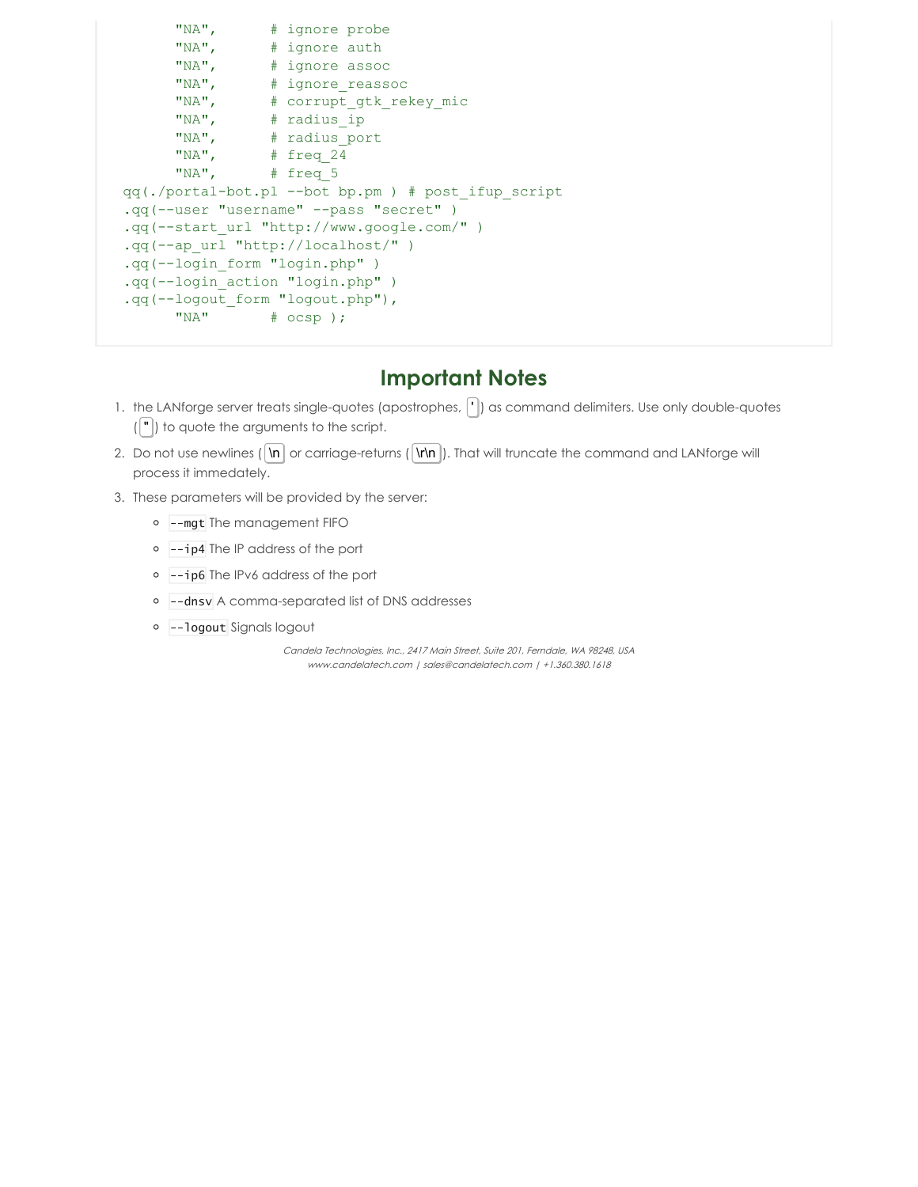```
      "NA",      # ignore probe
      "NA",      # ignore auth
      "NA",      # ignore assoc
      "NA",      # ignore_reassoc
      "NA",      # corrupt_gtk_rekey_mic
      "NA",      # radius_ip
      "NA",      # radius_port
      "NA",      # freq_24
      "NA",      # freq_5
 qq(./portal-bot.pl --bot bp.pm ) # post_ifup_script
 .qq(--user "username" --pass "secret" )
 .qq(--start_url "http://www.google.com/" )
 .qq(--ap_url "http://localhost/" )
 .qq(--login_form "login.php" )
 .qq(--login_action "login.php" )
 .qq(--logout_form "logout.php"),
      "NA"       # ocsp );
```

## Important Notes

1. the LANforge server treats single-quotes (apostrophes, `'`) as command delimiters. Use only double-quotes (`"`) to quote the arguments to the script.
2. Do not use newlines (`\n` or carriage-returns (`\r\n`). That will truncate the command and LANforge will process it immedately.
3. These parameters will be provided by the server:
   - `--mgt` The management FIFO
   - `--ip4` The IP address of the port
   - `--ip6` The IPv6 address of the port
   - `--dnsv` A comma-separated list of DNS addresses
   - `--logout` Signals logout